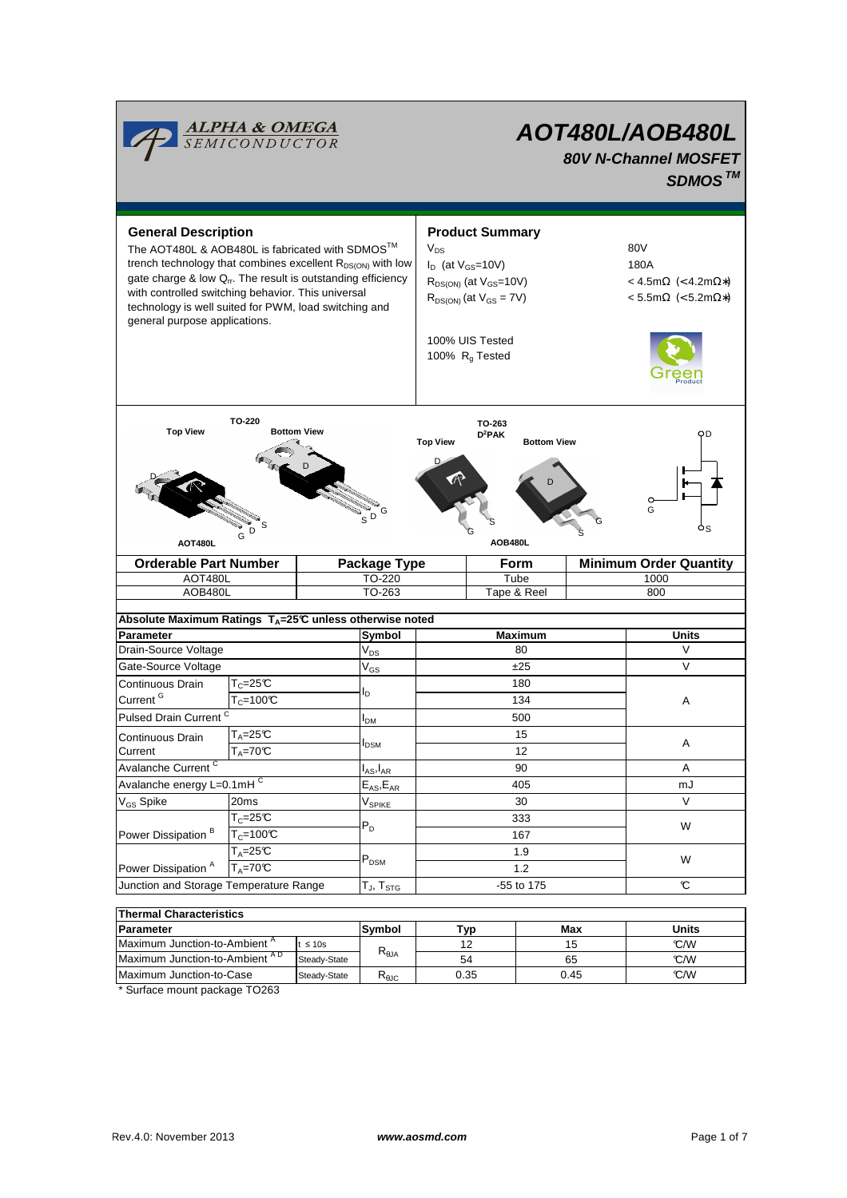# AOT480L/AOB480L

### 80V N-Channel MOSFET

### SDMOS ™

## General Description

The AOT480L & AOB480L is fabricated with SDMOS™ trench technology that combines excellent $R_{DS(ON)}$ with low gate charge & low $Q_{rr}$. The result is outstanding efficiency with controlled switching behavior. This universal technology is well suited for PWM, load switching and general purpose applications.

## Product Summary

| | |
|---|---|
| $V_{DS}$ | 80V |
| $I_D$ (at $V_{GS}$=10V) | 180A |
| $R_{DS(ON)}$ (at $V_{GS}$=10V) | < 4.5mΩ (<4.2mΩ*) |
| $R_{DS(ON)}$ (at $V_{GS}$ = 7V) | < 5.5mΩ (<5.2mΩ*) |

100% UIS Tested
100% $R_g$ Tested

TO-220 Top View / Bottom View — AOT480L
TO-263 D²PAK Top View / Bottom View — AOB480L

| Orderable Part Number | Package Type | Form | Minimum Order Quantity |
|---|---|---|---|
| AOT480L | TO-220 | Tube | 1000 |
| AOB480L | TO-263 | Tape & Reel | 800 |

**Absolute Maximum Ratings $T_A$=25°C unless otherwise noted**

| Parameter | | Symbol | Maximum | Units |
|---|---|---|---|---|
| Drain-Source Voltage | | $V_{DS}$ | 80 | V |
| Gate-Source Voltage | | $V_{GS}$ | ±25 | V |
| Continuous Drain Current [G] | $T_C$=25°C | $I_D$ | 180 | A |
| | $T_C$=100°C | | 134 | |
| Pulsed Drain Current [C] | | $I_{DM}$ | 500 | |
| Continuous Drain Current | $T_A$=25°C | $I_{DSM}$ | 15 | A |
| | $T_A$=70°C | | 12 | |
| Avalanche Current [C] | | $I_{AS}$,$I_{AR}$ | 90 | A |
| Avalanche energy L=0.1mH [C] | | $E_{AS}$,$E_{AR}$ | 405 | mJ |
| $V_{GS}$ Spike | 20ms | $V_{SPIKE}$ | 30 | V |
| Power Dissipation [B] | $T_C$=25°C | $P_D$ | 333 | W |
| | $T_C$=100°C | | 167 | |
| Power Dissipation [A] | $T_A$=25°C | $P_{DSM}$ | 1.9 | W |
| | $T_A$=70°C | | 1.2 | |
| Junction and Storage Temperature Range | | $T_J$, $T_{STG}$ | -55 to 175 | °C |

**Thermal Characteristics**

| Parameter | | Symbol | Typ | Max | Units |
|---|---|---|---|---|---|
| Maximum Junction-to-Ambient [A] | t ≤ 10s | $R_{\theta JA}$ | 12 | 15 | °C/W |
| Maximum Junction-to-Ambient [A D] | Steady-State | | 54 | 65 | °C/W |
| Maximum Junction-to-Case | Steady-State | $R_{\theta JC}$ | 0.35 | 0.45 | °C/W |

\* Surface mount package TO263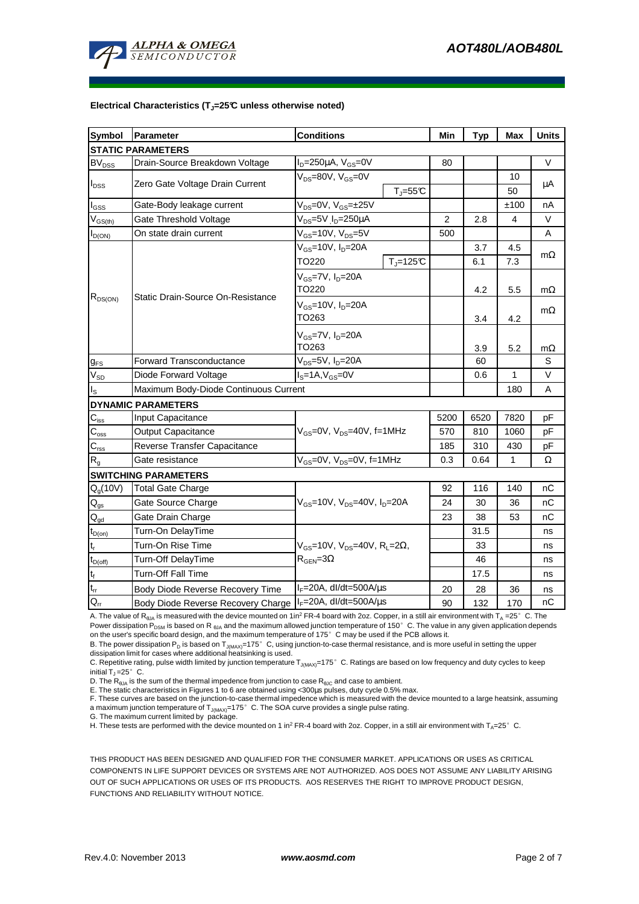**Electrical Characteristics ($T_J$=25°C unless otherwise noted)**

| Symbol | Parameter | Conditions | | Min | Typ | Max | Units |
|---|---|---|---|---|---|---|---|
| **STATIC PARAMETERS** | | | | | | | |
| $BV_{DSS}$ | Drain-Source Breakdown Voltage | $I_D$=250µA, $V_{GS}$=0V | | 80 | | | V |
| $I_{DSS}$ | Zero Gate Voltage Drain Current | $V_{DS}$=80V, $V_{GS}$=0V | | | | 10 | µA |
| | | | $T_J$=55°C | | | 50 | |
| $I_{GSS}$ | Gate-Body leakage current | $V_{DS}$=0V, $V_{GS}$=±25V | | | | ±100 | nA |
| $V_{GS(th)}$ | Gate Threshold Voltage | $V_{DS}$=5V $I_D$=250µA | | 2 | 2.8 | 4 | V |
| $I_{D(ON)}$ | On state drain current | $V_{GS}$=10V, $V_{DS}$=5V | | 500 | | | A |
| $R_{DS(ON)}$ | Static Drain-Source On-Resistance | $V_{GS}$=10V, $I_D$=20A | | | 3.7 | 4.5 | mΩ |
| | | TO220 | $T_J$=125°C | | 6.1 | 7.3 | |
| | | $V_{GS}$=7V, $I_D$=20A TO220 | | | 4.2 | 5.5 | mΩ |
| | | $V_{GS}$=10V, $I_D$=20A TO263 | | | 3.4 | 4.2 | mΩ |
| | | $V_{GS}$=7V, $I_D$=20A TO263 | | | 3.9 | 5.2 | mΩ |
| $g_{FS}$ | Forward Transconductance | $V_{DS}$=5V, $I_D$=20A | | | 60 | | S |
| $V_{SD}$ | Diode Forward Voltage | $I_S$=1A,$V_{GS}$=0V | | | 0.6 | 1 | V |
| $I_S$ | Maximum Body-Diode Continuous Current | | | | | 180 | A |
| **DYNAMIC PARAMETERS** | | | | | | | |
| $C_{iss}$ | Input Capacitance | $V_{GS}$=0V, $V_{DS}$=40V, f=1MHz | | 5200 | 6520 | 7820 | pF |
| $C_{oss}$ | Output Capacitance | | | 570 | 810 | 1060 | pF |
| $C_{rss}$ | Reverse Transfer Capacitance | | | 185 | 310 | 430 | pF |
| $R_g$ | Gate resistance | $V_{GS}$=0V, $V_{DS}$=0V, f=1MHz | | 0.3 | 0.64 | 1 | Ω |
| **SWITCHING PARAMETERS** | | | | | | | |
| $Q_g$(10V) | Total Gate Charge | $V_{GS}$=10V, $V_{DS}$=40V, $I_D$=20A | | 92 | 116 | 140 | nC |
| $Q_{gs}$ | Gate Source Charge | | | 24 | 30 | 36 | nC |
| $Q_{gd}$ | Gate Drain Charge | | | 23 | 38 | 53 | nC |
| $t_{D(on)}$ | Turn-On DelayTime | $V_{GS}$=10V, $V_{DS}$=40V, $R_L$=2Ω, $R_{GEN}$=3Ω | | | 31.5 | | ns |
| $t_r$ | Turn-On Rise Time | | | | 33 | | ns |
| $t_{D(off)}$ | Turn-Off DelayTime | | | | 46 | | ns |
| $t_f$ | Turn-Off Fall Time | | | | 17.5 | | ns |
| $t_{rr}$ | Body Diode Reverse Recovery Time | $I_F$=20A, dI/dt=500A/µs | | 20 | 28 | 36 | ns |
| $Q_{rr}$ | Body Diode Reverse Recovery Charge | $I_F$=20A, dI/dt=500A/µs | | 90 | 132 | 170 | nC |

A. The value of $R_{\theta JA}$ is measured with the device mounted on 1in² FR-4 board with 2oz. Copper, in a still air environment with $T_A$ =25°C. The Power dissipation $P_{DSM}$ is based on $R_{\theta JA}$ and the maximum allowed junction temperature of 150°C. The value in any given application depends on the user's specific board design, and the maximum temperature of 175°C may be used if the PCB allows it.

B. The power dissipation $P_D$ is based on $T_{J(MAX)}$=175°C, using junction-to-case thermal resistance, and is more useful in setting the upper dissipation limit for cases where additional heatsinking is used.

C. Repetitive rating, pulse width limited by junction temperature $T_{J(MAX)}$=175°C. Ratings are based on low frequency and duty cycles to keep initial $T_J$=25°C.

D. The $R_{\theta JA}$ is the sum of the thermal impedence from junction to case $R_{\theta JC}$ and case to ambient.

E. The static characteristics in Figures 1 to 6 are obtained using <300µs pulses, duty cycle 0.5% max.

F. These curves are based on the junction-to-case thermal impedence which is measured with the device mounted to a large heatsink, assuming a maximum junction temperature of $T_{J(MAX)}$=175°C. The SOA curve provides a single pulse rating.

G. The maximum current limited by package.

H. These tests are performed with the device mounted on 1 in² FR-4 board with 2oz. Copper, in a still air environment with $T_A$=25°C.

THIS PRODUCT HAS BEEN DESIGNED AND QUALIFIED FOR THE CONSUMER MARKET. APPLICATIONS OR USES AS CRITICAL COMPONENTS IN LIFE SUPPORT DEVICES OR SYSTEMS ARE NOT AUTHORIZED. AOS DOES NOT ASSUME ANY LIABILITY ARISING OUT OF SUCH APPLICATIONS OR USES OF ITS PRODUCTS. AOS RESERVES THE RIGHT TO IMPROVE PRODUCT DESIGN, FUNCTIONS AND RELIABILITY WITHOUT NOTICE.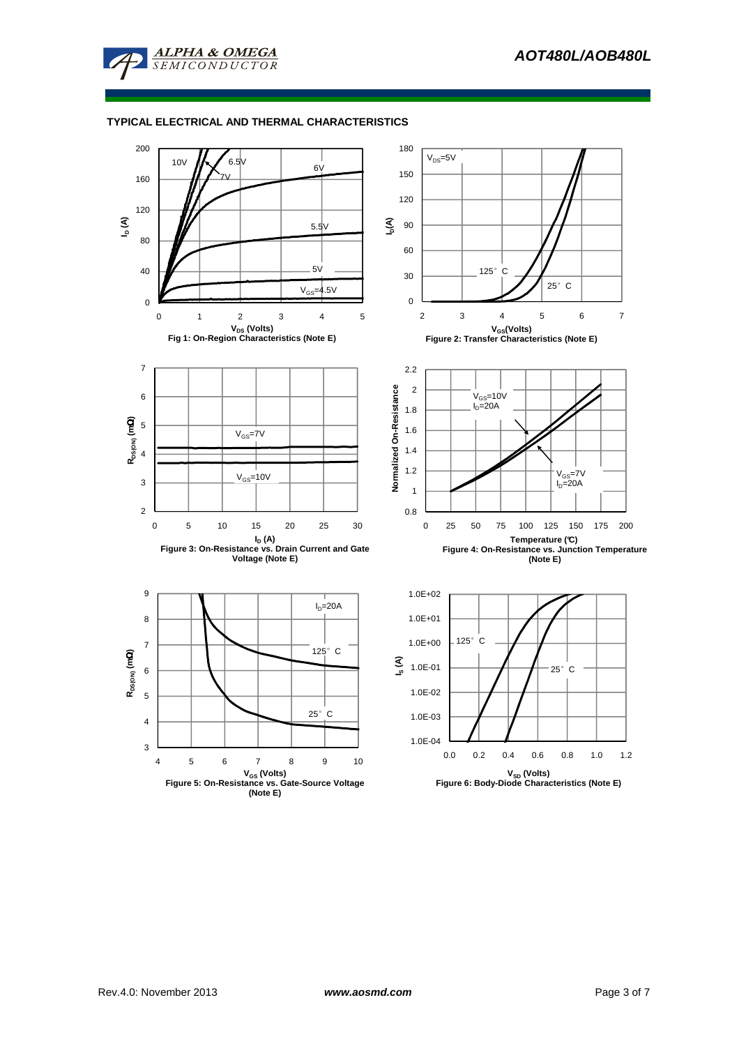## TYPICAL ELECTRICAL AND THERMAL CHARACTERISTICS

Fig 1: On-Region Characteristics (Note E)

Figure 2: Transfer Characteristics (Note E)

Figure 3: On-Resistance vs. Drain Current and Gate Voltage (Note E)

Figure 4: On-Resistance vs. Junction Temperature (Note E)

Figure 5: On-Resistance vs. Gate-Source Voltage (Note E)

Figure 6: Body-Diode Characteristics (Note E)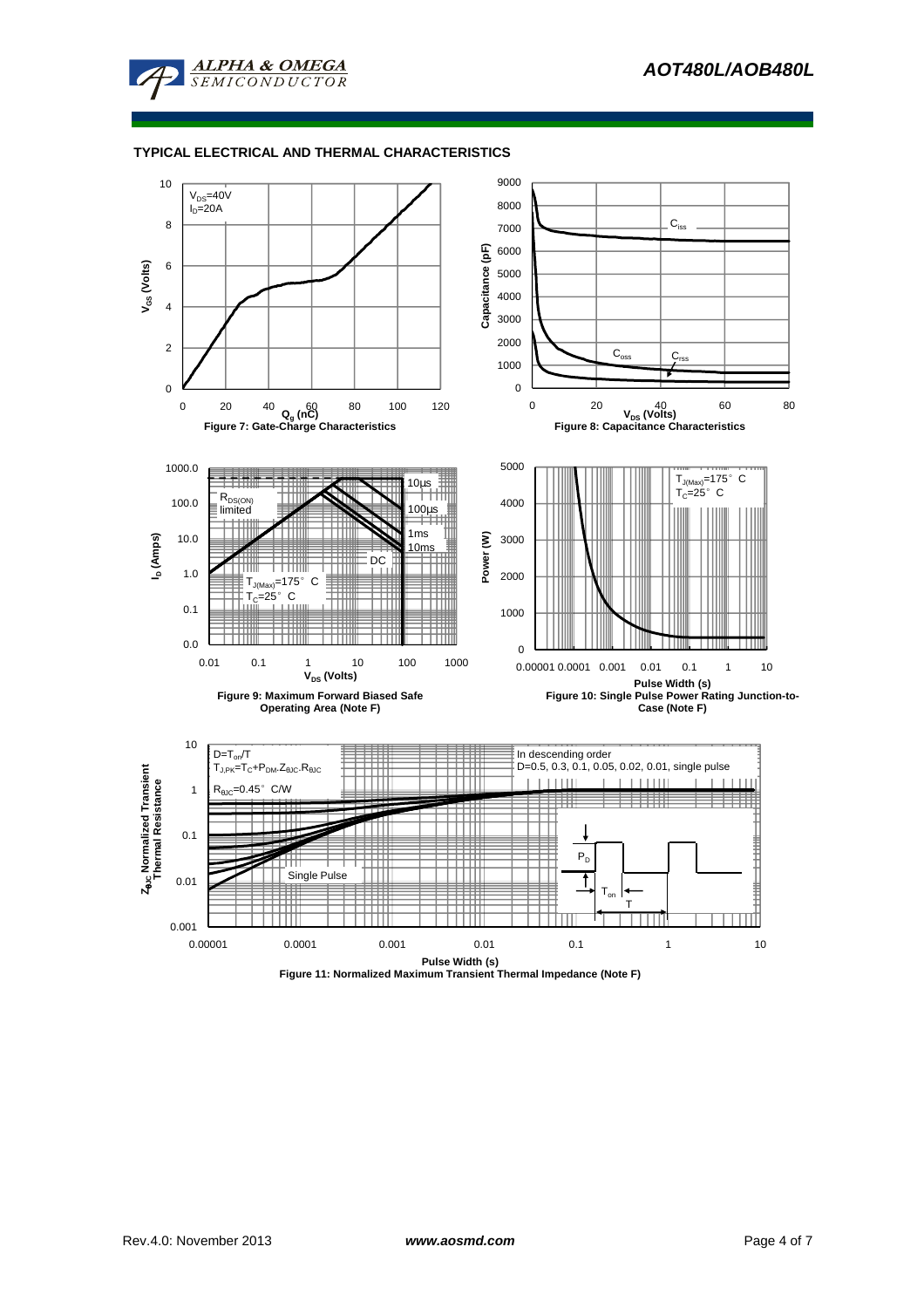## TYPICAL ELECTRICAL AND THERMAL CHARACTERISTICS

$V_{DS}$=40V
$I_D$=20A

Figure 7: Gate-Charge Characteristics

$C_{iss}$ $C_{oss}$ $C_{rss}$

Figure 8: Capacitance Characteristics

$R_{DS(ON)}$ limited
10µs
100µs
1ms
10ms
DC
$T_{J(Max)}$=175° C
$T_C$=25° C

Figure 9: Maximum Forward Biased Safe Operating Area (Note F)

$T_{J(Max)}$=175° C
$T_C$=25° C

Figure 10: Single Pulse Power Rating Junction-to-Case (Note F)

$D=T_{on}/T$
$T_{J,PK}=T_C+P_{DM}.Z_{\theta JC}.R_{\theta JC}$
$R_{\theta JC}$=0.45° C/W

In descending order
D=0.5, 0.3, 0.1, 0.05, 0.02, 0.01, single pulse

Single Pulse

Figure 11: Normalized Maximum Transient Thermal Impedance (Note F)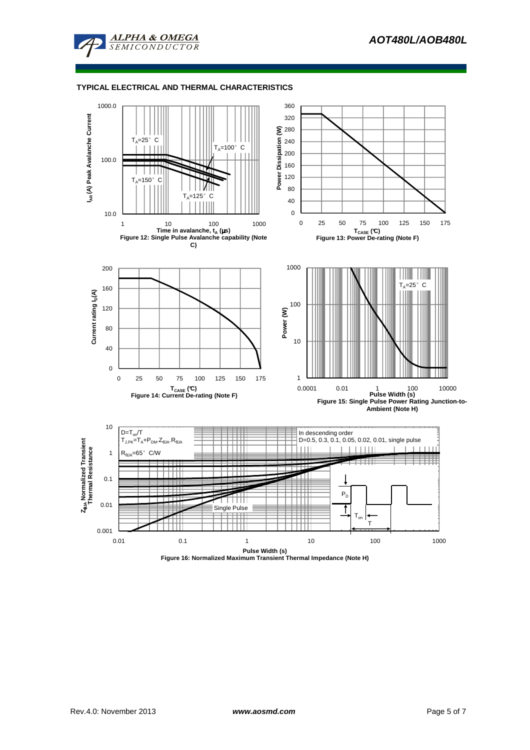## TYPICAL ELECTRICAL AND THERMAL CHARACTERISTICS

$T_A$=25° C

$T_A$=100° C

$T_A$=150° C

$T_A$=125° C

$I_{AR}$ (A) Peak Avalanche Current

Time in avalanche, $t_A$ (μs)

Figure 12: Single Pulse Avalanche capability (Note C)

Power Dissipation (W)

$T_{CASE}$ (°C)

Figure 13: Power De-rating (Note F)

Current rating $I_D$(A)

$T_{CASE}$ (°C)

Figure 14: Current De-rating (Note F)

$T_A$=25° C

Power (W)

Pulse Width (s)

Figure 15: Single Pulse Power Rating Junction-to-Ambient (Note H)

$D=T_{on}/T$

$T_{J,PK}=T_A+P_{DM}.Z_{\theta JA}.R_{\theta JA}$

$R_{\theta JA}$=65° C/W

In descending order

D=0.5, 0.3, 0.1, 0.05, 0.02, 0.01, single pulse

Single Pulse

$P_D$

$T_{on}$

T

$Z_{\theta JA}$ Normalized Transient Thermal Resistance

Pulse Width (s)

Figure 16: Normalized Maximum Transient Thermal Impedance (Note H)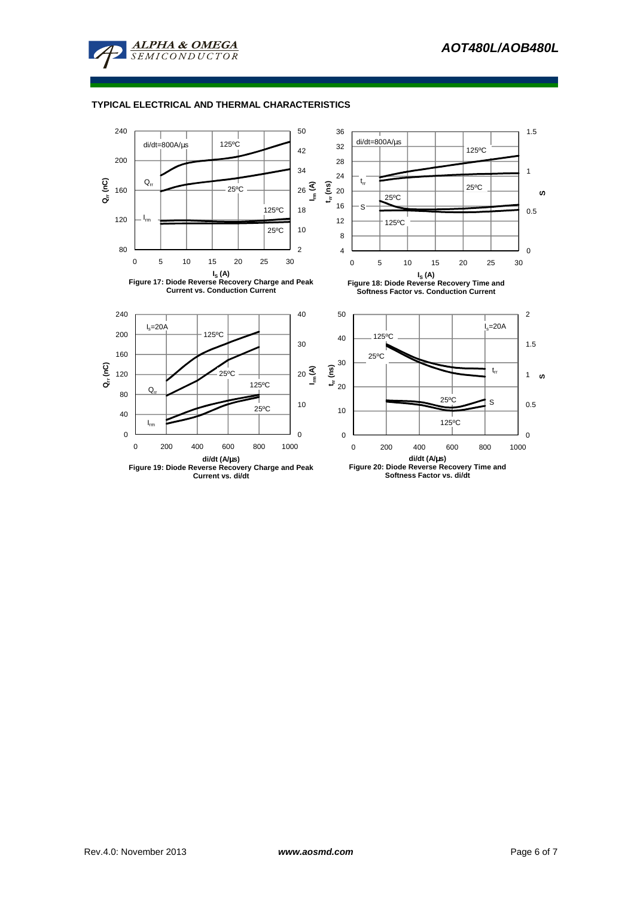## TYPICAL ELECTRICAL AND THERMAL CHARACTERISTICS

Figure 17: Diode Reverse Recovery Charge and Peak Current vs. Conduction Current

Figure 18: Diode Reverse Recovery Time and Softness Factor vs. Conduction Current

Figure 19: Diode Reverse Recovery Charge and Peak Current vs. di/dt

Figure 20: Diode Reverse Recovery Time and Softness Factor vs. di/dt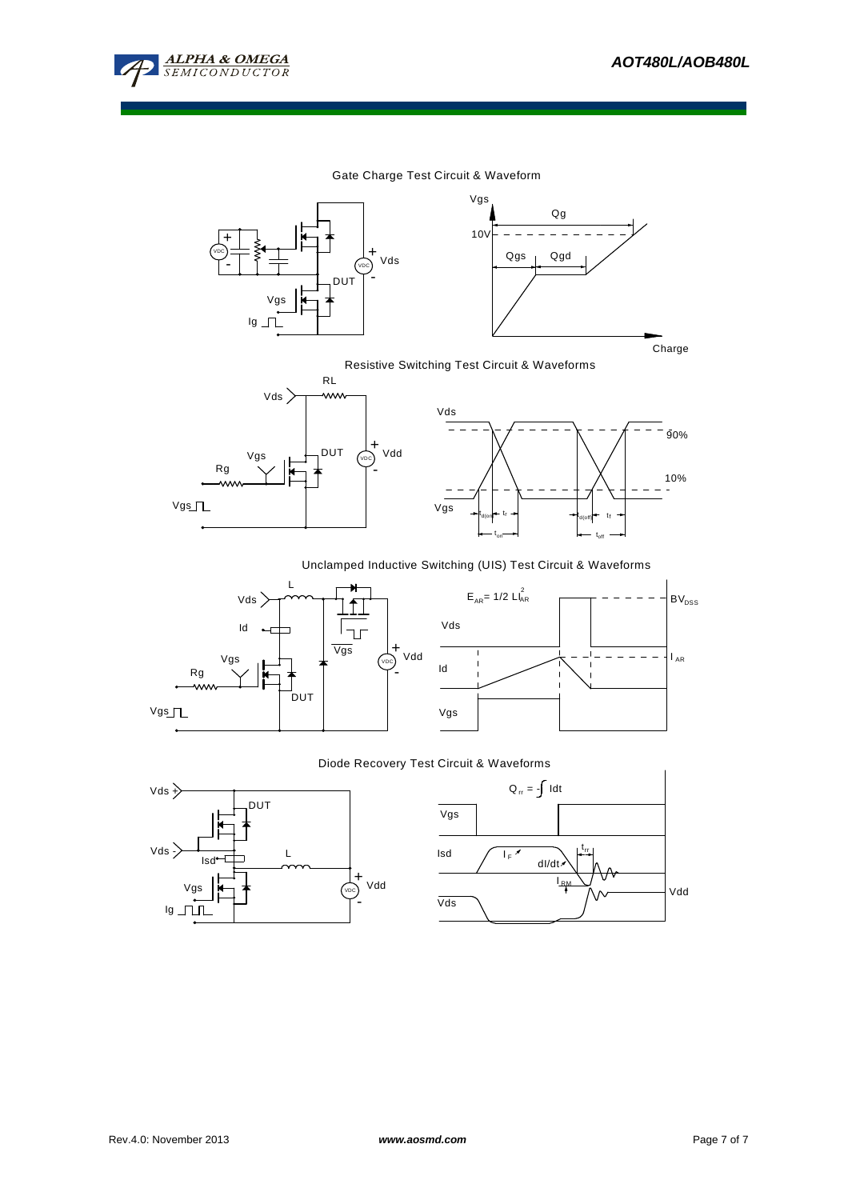## Gate Charge Test Circuit & Waveform

VDC
+
-
+
VDC
Vds
-
DUT
Vgs
Ig

Vgs
Qg
10V
Qgs
Qgd
Charge

## Resistive Switching Test Circuit & Waveforms

RL
Vds
Vgs
DUT
+
VDC
Vdd
-
Rg
Vgs

Vds
90%
10%
Vgs
$t_{d(on)}$
$t_r$
$t_{on}$
$t_{d(off)}$
$t_f$
$t_{off}$

## Unclamped Inductive Switching (UIS) Test Circuit & Waveforms

L
Vds
Id
Vgs
Vgs
+
VDC
Vdd
-
Rg
DUT
Vgs

$E_{AR} = 1/2 \, L I_{AR}^2$
$BV_{DSS}$
Vds
Id
$I_{AR}$
Vgs

## Diode Recovery Test Circuit & Waveforms

Vds +
DUT
Vds -
Isd
L
+
VDC
Vdd
-
Vgs
Ig

$Q_{rr} = -\int Idt$
Vgs
Isd
$I_F$
$t_{rr}$
dI/dt
$I_{RM}$
Vds
Vdd